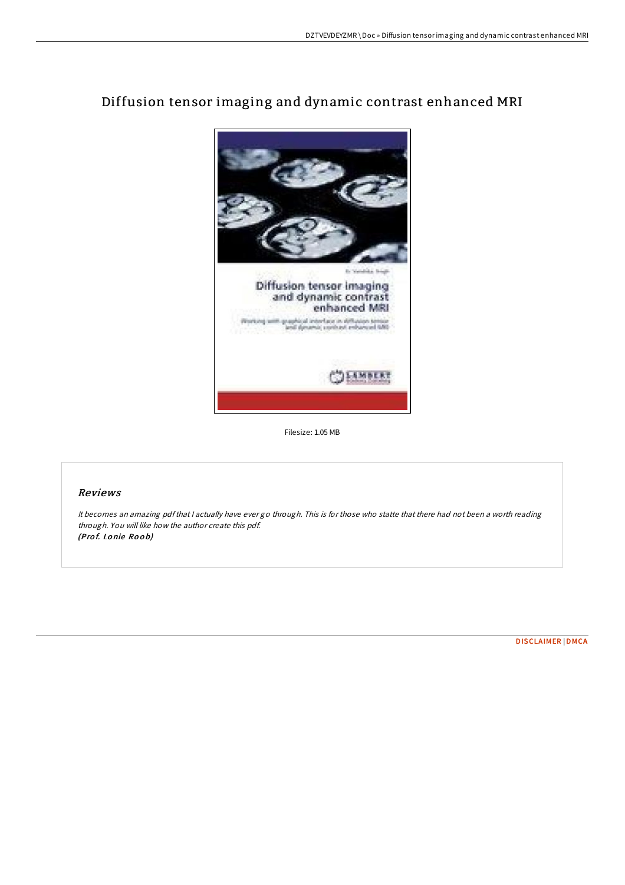# Diffusion tensor imaging and dynamic contrast enhanced MRI

Filesize: 1.05 MB

## Reviews

*It becomes an amazing pdf that I actually have ever go through. This is for those who statte that there had not been a worth reading through. You will like how the author create this pdf.*
***(Prof. Lonie Roob)***

DISCLAIMER | DMCA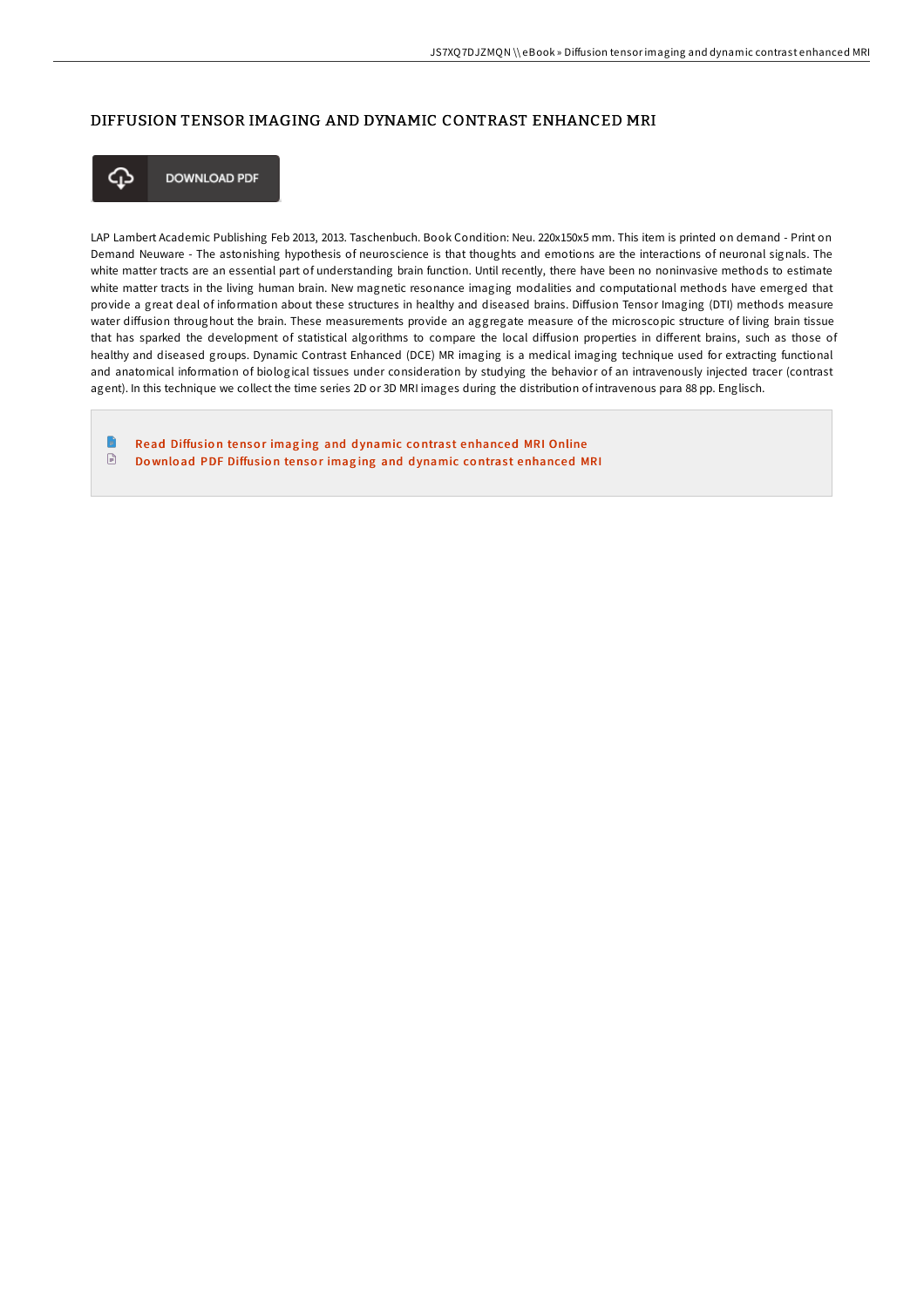# DIFFUSION TENSOR IMAGING AND DYNAMIC CONTRAST ENHANCED MRI

DOWNLOAD PDF

LAP Lambert Academic Publishing Feb 2013, 2013. Taschenbuch. Book Condition: Neu. 220x150x5 mm. This item is printed on demand - Print on Demand Neuware - The astonishing hypothesis of neuroscience is that thoughts and emotions are the interactions of neuronal signals. The white matter tracts are an essential part of understanding brain function. Until recently, there have been no noninvasive methods to estimate white matter tracts in the living human brain. New magnetic resonance imaging modalities and computational methods have emerged that provide a great deal of information about these structures in healthy and diseased brains. Diffusion Tensor Imaging (DTI) methods measure water diffusion throughout the brain. These measurements provide an aggregate measure of the microscopic structure of living brain tissue that has sparked the development of statistical algorithms to compare the local diffusion properties in different brains, such as those of healthy and diseased groups. Dynamic Contrast Enhanced (DCE) MR imaging is a medical imaging technique used for extracting functional and anatomical information of biological tissues under consideration by studying the behavior of an intravenously injected tracer (contrast agent). In this technique we collect the time series 2D or 3D MRI images during the distribution of intravenous para 88 pp. Englisch.

- Read Diffusion tensor imaging and dynamic contrast enhanced MRI Online
- Download PDF Diffusion tensor imaging and dynamic contrast enhanced MRI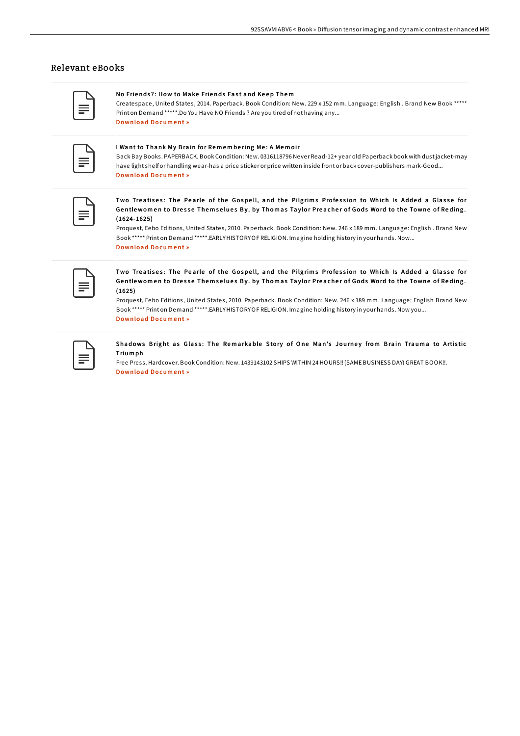## Relevant eBooks

### No Friends?: How to Make Friends Fast and Keep Them

Createspace, United States, 2014. Paperback. Book Condition: New. 229 x 152 mm. Language: English . Brand New Book ***** Print on Demand *****.Do You Have NO Friends ? Are you tired of not having any...

Download Document »

### I Want to Thank My Brain for Remembering Me: A Memoir

Back Bay Books. PAPERBACK. Book Condition: New. 0316118796 Never Read-12+ year old Paperback book with dust jacket-may have light shelf or handling wear-has a price sticker or price written inside front or back cover-publishers mark-Good...

Download Document »

### Two Treatises: The Pearle of the Gospell, and the Pilgrims Profession to Which Is Added a Glasse for Gentlewomen to Dresse Themselues By. by Thomas Taylor Preacher of Gods Word to the Towne of Reding. (1624-1625)

Proquest, Eebo Editions, United States, 2010. Paperback. Book Condition: New. 246 x 189 mm. Language: English . Brand New Book ***** Print on Demand *****.EARLY HISTORY OF RELIGION. Imagine holding history in your hands. Now...

Download Document »

### Two Treatises: The Pearle of the Gospell, and the Pilgrims Profession to Which Is Added a Glasse for Gentlewomen to Dresse Themselues By. by Thomas Taylor Preacher of Gods Word to the Towne of Reding. (1625)

Proquest, Eebo Editions, United States, 2010. Paperback. Book Condition: New. 246 x 189 mm. Language: English Brand New Book ***** Print on Demand *****.EARLY HISTORY OF RELIGION. Imagine holding history in your hands. Now you...

Download Document »

### Shadows Bright as Glass: The Remarkable Story of One Man's Journey from Brain Trauma to Artistic Triumph

Free Press. Hardcover. Book Condition: New. 1439143102 SHIPS WITHIN 24 HOURS!! (SAME BUSINESS DAY) GREAT BOOK!!.

Download Document »